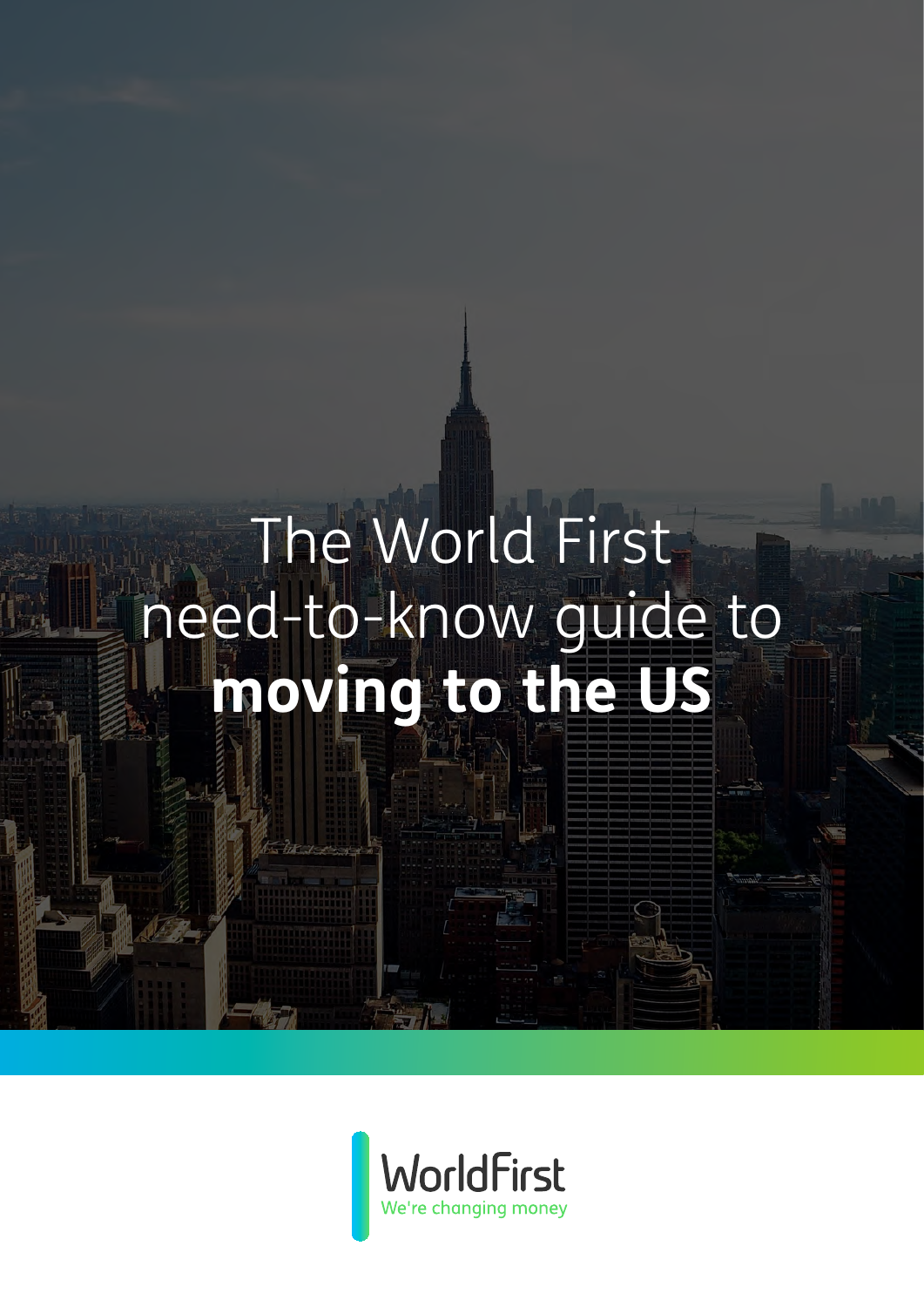# The World First need-to-know guide to **moving to the US**

WorldFirst

We're changing money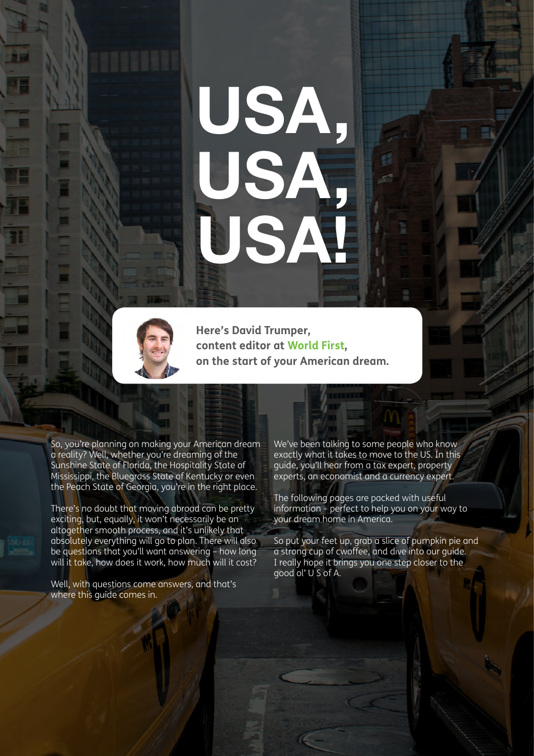# USA, USA, USA!

**Here's David Trumper, content editor at World First, on the start of your American dream.**

So, you're planning on making your American dream a reality? Well, whether you're dreaming of the Sunshine State of Florida, the Hospitality State of Mississippi, the Bluegrass State of Kentucky or even the Peach State of Georgia, you're in the right place.

There's no doubt that moving abroad can be pretty exciting, but, equally, it won't necessarily be an altogether smooth process, and it's unlikely that absolutely everything will go to plan. There will also be questions that you'll want answering – how long will it take, how does it work, how much will it cost?

Well, with questions come answers, and that's where this guide comes in.

We've been talking to some people who know exactly what it takes to move to the US. In this guide, you'll hear from a tax expert, property experts, an economist and a currency expert.

The following pages are packed with useful information – perfect to help you on your way to your dream home in America.

So put your feet up, grab a slice of pumpkin pie and a strong cup of cwoffee, and dive into our guide. I really hope it brings you one step closer to the good ol' U S of A.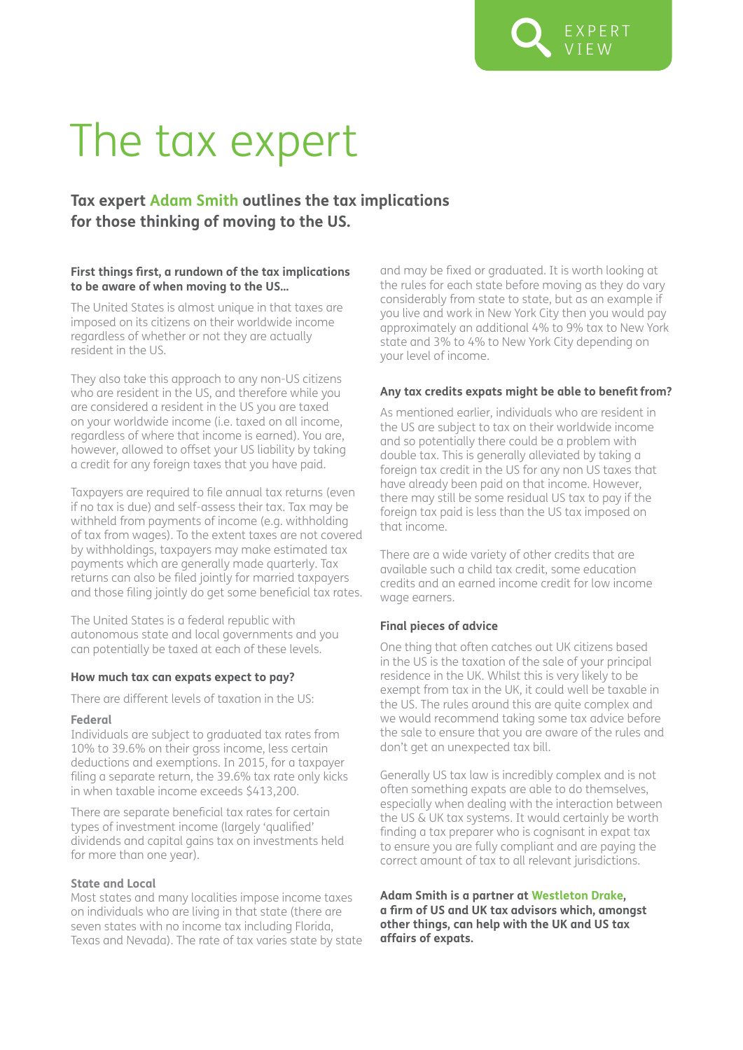EXPERT VIEW

# The tax expert

## Tax expert Adam Smith outlines the tax implications for those thinking of moving to the US.

### First things first, a rundown of the tax implications to be aware of when moving to the US…

The United States is almost unique in that taxes are imposed on its citizens on their worldwide income regardless of whether or not they are actually resident in the US.

They also take this approach to any non-US citizens who are resident in the US, and therefore while you are considered a resident in the US you are taxed on your worldwide income (i.e. taxed on all income, regardless of where that income is earned). You are, however, allowed to offset your US liability by taking a credit for any foreign taxes that you have paid.

Taxpayers are required to file annual tax returns (even if no tax is due) and self-assess their tax. Tax may be withheld from payments of income (e.g. withholding of tax from wages). To the extent taxes are not covered by withholdings, taxpayers may make estimated tax payments which are generally made quarterly. Tax returns can also be filed jointly for married taxpayers and those filing jointly do get some beneficial tax rates.

The United States is a federal republic with autonomous state and local governments and you can potentially be taxed at each of these levels.

### How much tax can expats expect to pay?

There are different levels of taxation in the US:

#### Federal

Individuals are subject to graduated tax rates from 10% to 39.6% on their gross income, less certain deductions and exemptions. In 2015, for a taxpayer filing a separate return, the 39.6% tax rate only kicks in when taxable income exceeds $413,200.

There are separate beneficial tax rates for certain types of investment income (largely 'qualified' dividends and capital gains tax on investments held for more than one year).

#### State and Local

Most states and many localities impose income taxes on individuals who are living in that state (there are seven states with no income tax including Florida, Texas and Nevada). The rate of tax varies state by state and may be fixed or graduated. It is worth looking at the rules for each state before moving as they do vary considerably from state to state, but as an example if you live and work in New York City then you would pay approximately an additional 4% to 9% tax to New York state and 3% to 4% to New York City depending on your level of income.

### Any tax credits expats might be able to benefit from?

As mentioned earlier, individuals who are resident in the US are subject to tax on their worldwide income and so potentially there could be a problem with double tax. This is generally alleviated by taking a foreign tax credit in the US for any non US taxes that have already been paid on that income. However, there may still be some residual US tax to pay if the foreign tax paid is less than the US tax imposed on that income.

There are a wide variety of other credits that are available such a child tax credit, some education credits and an earned income credit for low income wage earners.

### Final pieces of advice

One thing that often catches out UK citizens based in the US is the taxation of the sale of your principal residence in the UK. Whilst this is very likely to be exempt from tax in the UK, it could well be taxable in the US. The rules around this are quite complex and we would recommend taking some tax advice before the sale to ensure that you are aware of the rules and don't get an unexpected tax bill.

Generally US tax law is incredibly complex and is not often something expats are able to do themselves, especially when dealing with the interaction between the US & UK tax systems. It would certainly be worth finding a tax preparer who is cognisant in expat tax to ensure you are fully compliant and are paying the correct amount of tax to all relevant jurisdictions.

**Adam Smith is a partner at Westleton Drake, a firm of US and UK tax advisors which, amongst other things, can help with the UK and US tax affairs of expats.**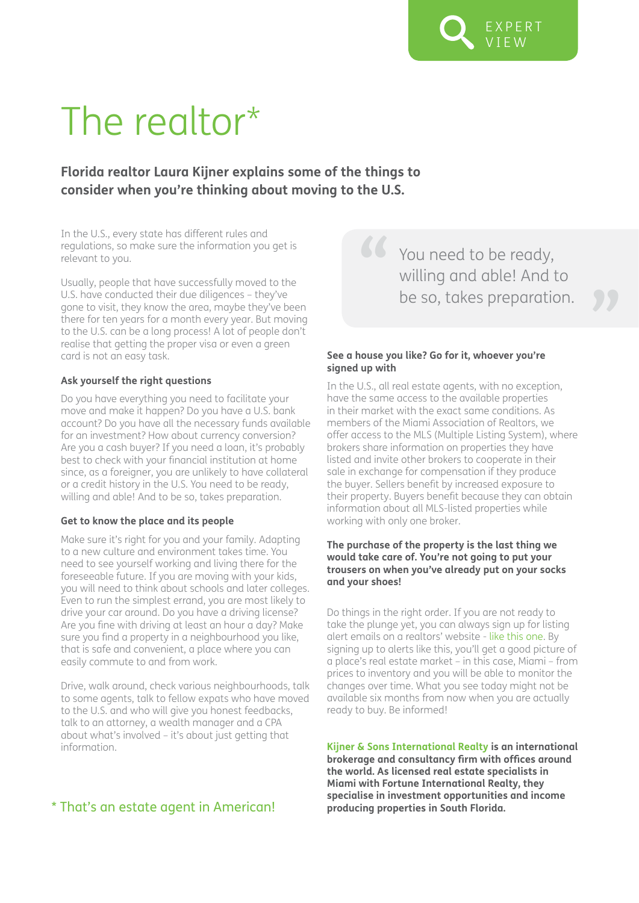EXPERT VIEW

# The realtor*

**Florida realtor Laura Kijner explains some of the things to consider when you're thinking about moving to the U.S.**

In the U.S., every state has different rules and regulations, so make sure the information you get is relevant to you.

Usually, people that have successfully moved to the U.S. have conducted their due diligences – they've gone to visit, they know the area, maybe they've been there for ten years for a month every year. But moving to the U.S. can be a long process! A lot of people don't realise that getting the proper visa or even a green card is not an easy task.

### Ask yourself the right questions

Do you have everything you need to facilitate your move and make it happen? Do you have a U.S. bank account? Do you have all the necessary funds available for an investment? How about currency conversion? Are you a cash buyer? If you need a loan, it's probably best to check with your financial institution at home since, as a foreigner, you are unlikely to have collateral or a credit history in the U.S. You need to be ready, willing and able! And to be so, takes preparation.

### Get to know the place and its people

Make sure it's right for you and your family. Adapting to a new culture and environment takes time. You need to see yourself working and living there for the foreseeable future. If you are moving with your kids, you will need to think about schools and later colleges. Even to run the simplest errand, you are most likely to drive your car around. Do you have a driving license? Are you fine with driving at least an hour a day? Make sure you find a property in a neighbourhood you like, that is safe and convenient, a place where you can easily commute to and from work.

Drive, walk around, check various neighbourhoods, talk to some agents, talk to fellow expats who have moved to the U.S. and who will give you honest feedbacks, talk to an attorney, a wealth manager and a CPA about what's involved – it's about just getting that information.

> "You need to be ready, willing and able! And to be so, takes preparation."

### See a house you like? Go for it, whoever you're signed up with

In the U.S., all real estate agents, with no exception, have the same access to the available properties in their market with the exact same conditions. As members of the Miami Association of Realtors, we offer access to the MLS (Multiple Listing System), where brokers share information on properties they have listed and invite other brokers to cooperate in their sale in exchange for compensation if they produce the buyer. Sellers benefit by increased exposure to their property. Buyers benefit because they can obtain information about all MLS-listed properties while working with only one broker.

**The purchase of the property is the last thing we would take care of. You're not going to put your trousers on when you've already put on your socks and your shoes!**

Do things in the right order. If you are not ready to take the plunge yet, you can always sign up for listing alert emails on a realtors' website - like this one. By signing up to alerts like this, you'll get a good picture of a place's real estate market – in this case, Miami – from prices to inventory and you will be able to monitor the changes over time. What you see today might not be available six months from now when you are actually ready to buy. Be informed!

**Kijner & Sons International Realty is an international brokerage and consultancy firm with offices around the world. As licensed real estate specialists in Miami with Fortune International Realty, they specialise in investment opportunities and income producing properties in South Florida.**

* That's an estate agent in American!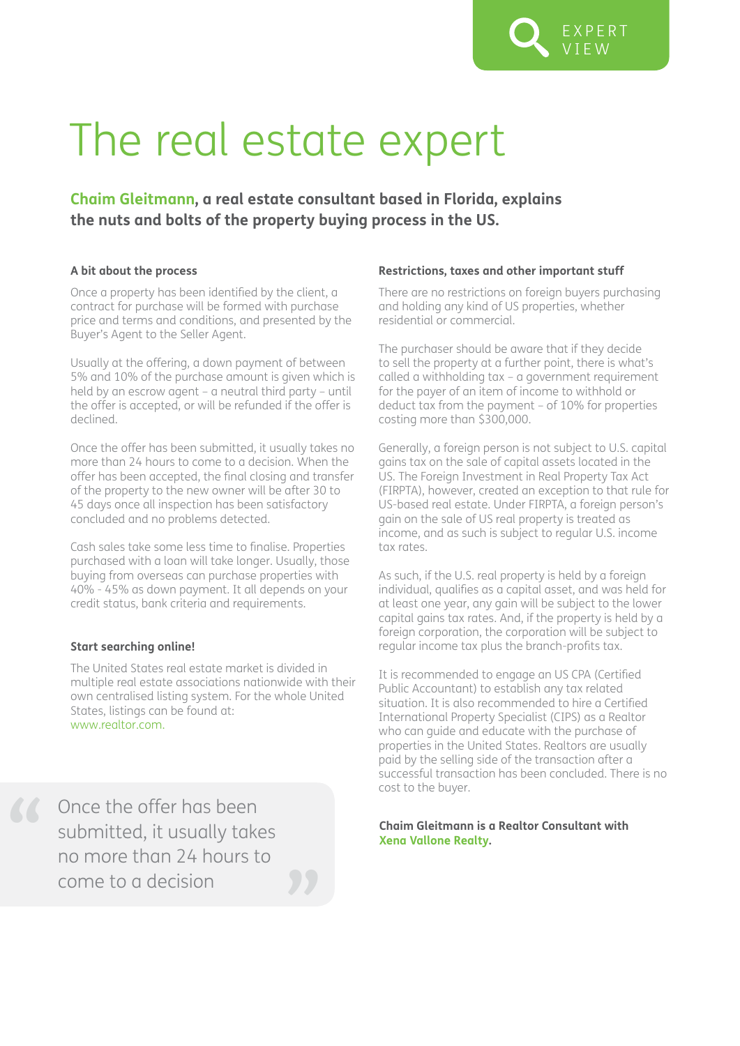EXPERT VIEW

# The real estate expert

**Chaim Gleitmann, a real estate consultant based in Florida, explains the nuts and bolts of the property buying process in the US.**

### A bit about the process

Once a property has been identified by the client, a contract for purchase will be formed with purchase price and terms and conditions, and presented by the Buyer's Agent to the Seller Agent.

Usually at the offering, a down payment of between 5% and 10% of the purchase amount is given which is held by an escrow agent – a neutral third party – until the offer is accepted, or will be refunded if the offer is declined.

Once the offer has been submitted, it usually takes no more than 24 hours to come to a decision. When the offer has been accepted, the final closing and transfer of the property to the new owner will be after 30 to 45 days once all inspection has been satisfactory concluded and no problems detected.

Cash sales take some less time to finalise. Properties purchased with a loan will take longer. Usually, those buying from overseas can purchase properties with 40% - 45% as down payment. It all depends on your credit status, bank criteria and requirements.

### Start searching online!

The United States real estate market is divided in multiple real estate associations nationwide with their own centralised listing system. For the whole United States, listings can be found at: www.realtor.com.

> Once the offer has been submitted, it usually takes no more than 24 hours to come to a decision

### Restrictions, taxes and other important stuff

There are no restrictions on foreign buyers purchasing and holding any kind of US properties, whether residential or commercial.

The purchaser should be aware that if they decide to sell the property at a further point, there is what's called a withholding tax – a government requirement for the payer of an item of income to withhold or deduct tax from the payment – of 10% for properties costing more than $300,000.

Generally, a foreign person is not subject to U.S. capital gains tax on the sale of capital assets located in the US. The Foreign Investment in Real Property Tax Act (FIRPTA), however, created an exception to that rule for US-based real estate. Under FIRPTA, a foreign person's gain on the sale of US real property is treated as income, and as such is subject to regular U.S. income tax rates.

As such, if the U.S. real property is held by a foreign individual, qualifies as a capital asset, and was held for at least one year, any gain will be subject to the lower capital gains tax rates. And, if the property is held by a foreign corporation, the corporation will be subject to regular income tax plus the branch-profits tax.

It is recommended to engage an US CPA (Certified Public Accountant) to establish any tax related situation. It is also recommended to hire a Certified International Property Specialist (CIPS) as a Realtor who can guide and educate with the purchase of properties in the United States. Realtors are usually paid by the selling side of the transaction after a successful transaction has been concluded. There is no cost to the buyer.

**Chaim Gleitmann is a Realtor Consultant with Xena Vallone Realty.**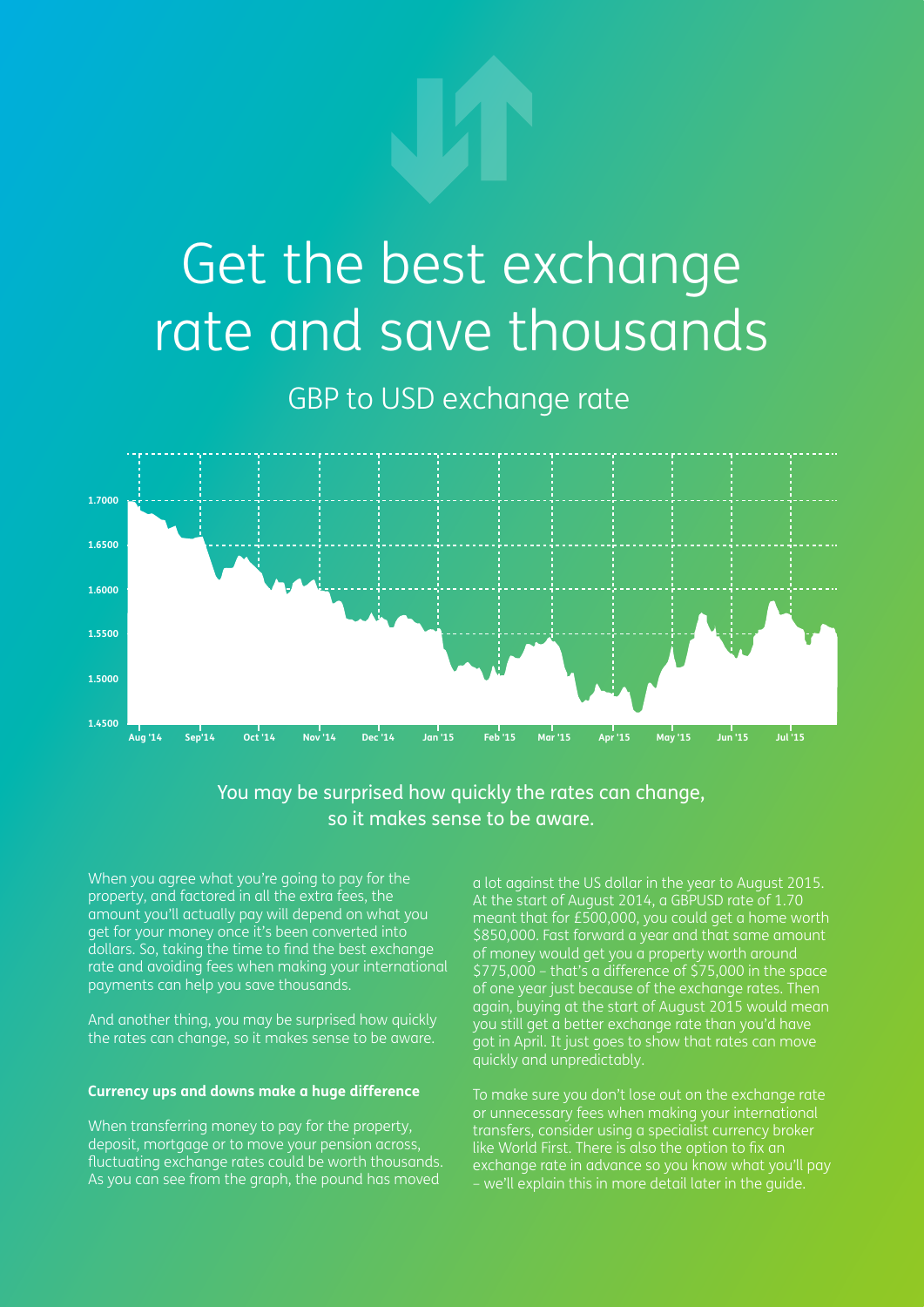# Get the best exchange rate and save thousands

## GBP to USD exchange rate

You may be surprised how quickly the rates can change, so it makes sense to be aware.

When you agree what you're going to pay for the property, and factored in all the extra fees, the amount you'll actually pay will depend on what you get for your money once it's been converted into dollars. So, taking the time to find the best exchange rate and avoiding fees when making your international payments can help you save thousands.

And another thing, you may be surprised how quickly the rates can change, so it makes sense to be aware.

**Currency ups and downs make a huge difference**

When transferring money to pay for the property, deposit, mortgage or to move your pension across, fluctuating exchange rates could be worth thousands. As you can see from the graph, the pound has moved a lot against the US dollar in the year to August 2015. At the start of August 2014, a GBPUSD rate of 1.70 meant that for £500,000, you could get a home worth $850,000. Fast forward a year and that same amount of money would get you a property worth around $775,000 – that's a difference of $75,000 in the space of one year just because of the exchange rates. Then again, buying at the start of August 2015 would mean you still get a better exchange rate than you'd have got in April. It just goes to show that rates can move quickly and unpredictably.

To make sure you don't lose out on the exchange rate or unnecessary fees when making your international transfers, consider using a specialist currency broker like World First. There is also the option to fix an exchange rate in advance so you know what you'll pay – we'll explain this in more detail later in the guide.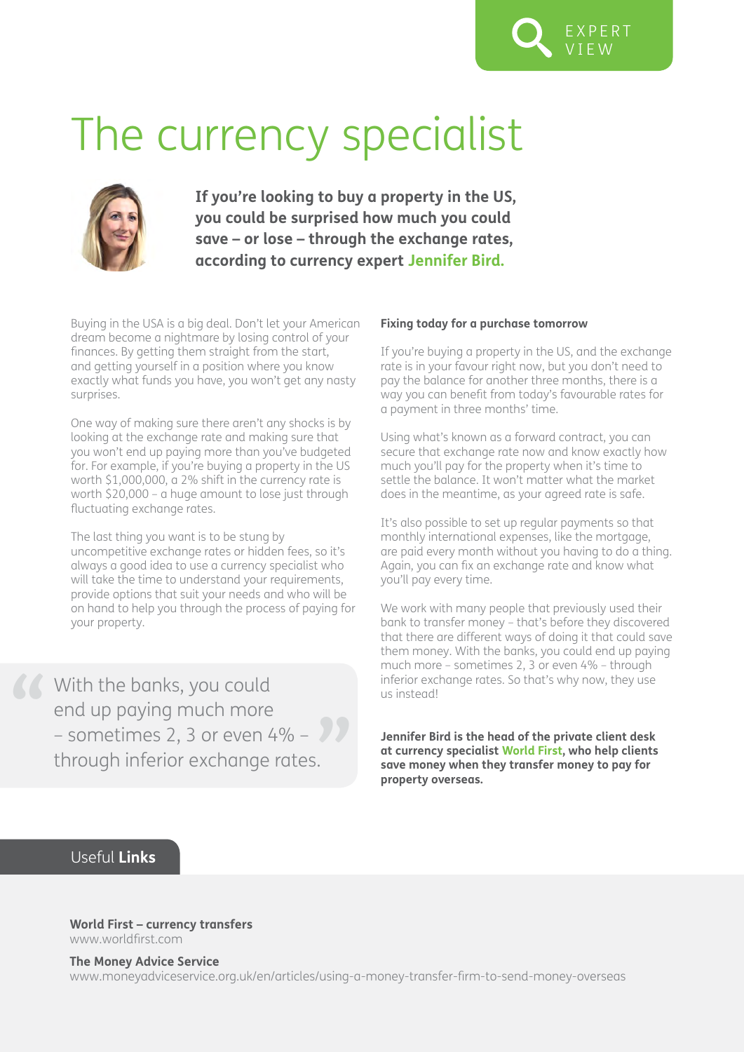EXPERT VIEW

# The currency specialist

**If you're looking to buy a property in the US, you could be surprised how much you could save – or lose – through the exchange rates, according to currency expert Jennifer Bird.**

Buying in the USA is a big deal. Don't let your American dream become a nightmare by losing control of your finances. By getting them straight from the start, and getting yourself in a position where you know exactly what funds you have, you won't get any nasty surprises.

One way of making sure there aren't any shocks is by looking at the exchange rate and making sure that you won't end up paying more than you've budgeted for. For example, if you're buying a property in the US worth $1,000,000, a 2% shift in the currency rate is worth $20,000 – a huge amount to lose just through fluctuating exchange rates.

The last thing you want is to be stung by uncompetitive exchange rates or hidden fees, so it's always a good idea to use a currency specialist who will take the time to understand your requirements, provide options that suit your needs and who will be on hand to help you through the process of paying for your property.

> With the banks, you could end up paying much more – sometimes 2, 3 or even 4% – through inferior exchange rates.

**Fixing today for a purchase tomorrow**

If you're buying a property in the US, and the exchange rate is in your favour right now, but you don't need to pay the balance for another three months, there is a way you can benefit from today's favourable rates for a payment in three months' time.

Using what's known as a forward contract, you can secure that exchange rate now and know exactly how much you'll pay for the property when it's time to settle the balance. It won't matter what the market does in the meantime, as your agreed rate is safe.

It's also possible to set up regular payments so that monthly international expenses, like the mortgage, are paid every month without you having to do a thing. Again, you can fix an exchange rate and know what you'll pay every time.

We work with many people that previously used their bank to transfer money – that's before they discovered that there are different ways of doing it that could save them money. With the banks, you could end up paying much more – sometimes 2, 3 or even 4% – through inferior exchange rates. So that's why now, they use us instead!

**Jennifer Bird is the head of the private client desk at currency specialist World First, who help clients save money when they transfer money to pay for property overseas.**

## Useful **Links**

**World First – currency transfers**
www.worldfirst.com

**The Money Advice Service**
www.moneyadviceservice.org.uk/en/articles/using-a-money-transfer-firm-to-send-money-overseas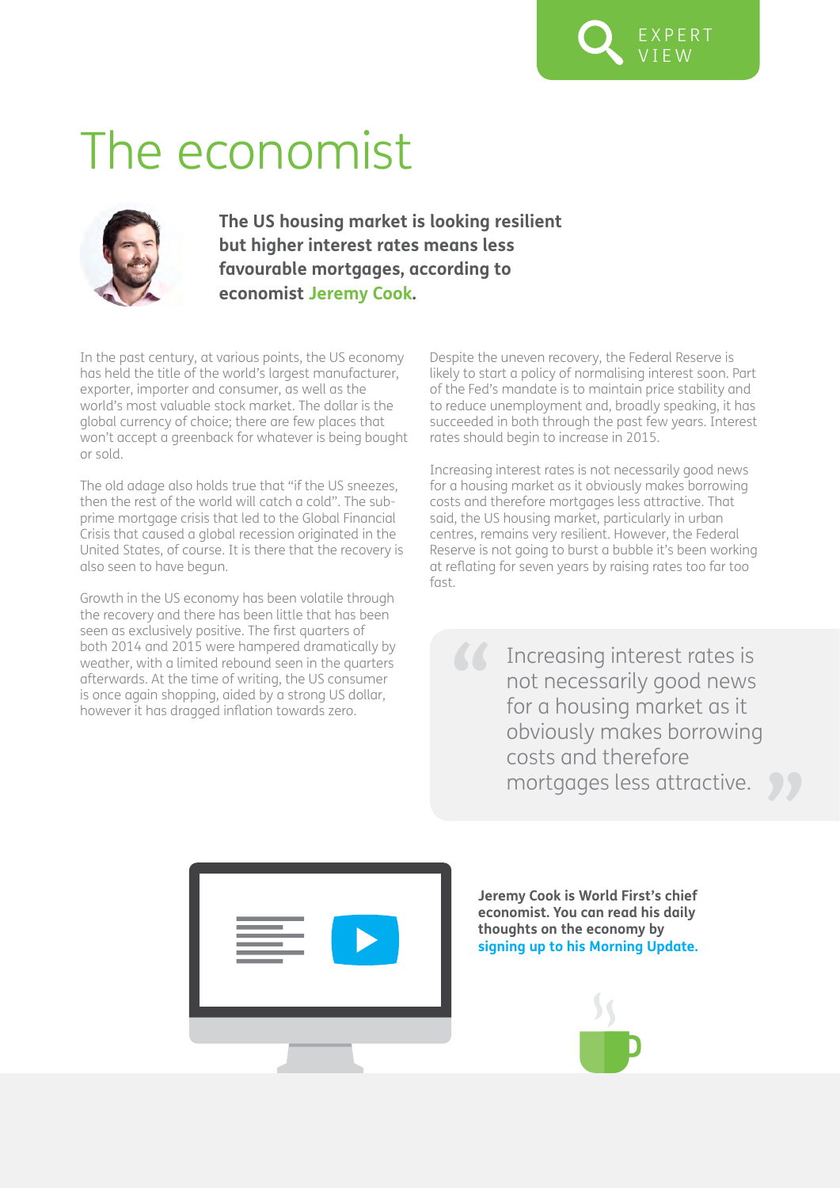EXPERT VIEW

# The economist

**The US housing market is looking resilient but higher interest rates means less favourable mortgages, according to economist Jeremy Cook.**

In the past century, at various points, the US economy has held the title of the world's largest manufacturer, exporter, importer and consumer, as well as the world's most valuable stock market. The dollar is the global currency of choice; there are few places that won't accept a greenback for whatever is being bought or sold.

The old adage also holds true that "if the US sneezes, then the rest of the world will catch a cold". The sub-prime mortgage crisis that led to the Global Financial Crisis that caused a global recession originated in the United States, of course. It is there that the recovery is also seen to have begun.

Growth in the US economy has been volatile through the recovery and there has been little that has been seen as exclusively positive. The first quarters of both 2014 and 2015 were hampered dramatically by weather, with a limited rebound seen in the quarters afterwards. At the time of writing, the US consumer is once again shopping, aided by a strong US dollar, however it has dragged inflation towards zero.

Despite the uneven recovery, the Federal Reserve is likely to start a policy of normalising interest soon. Part of the Fed's mandate is to maintain price stability and to reduce unemployment and, broadly speaking, it has succeeded in both through the past few years. Interest rates should begin to increase in 2015.

Increasing interest rates is not necessarily good news for a housing market as it obviously makes borrowing costs and therefore mortgages less attractive. That said, the US housing market, particularly in urban centres, remains very resilient. However, the Federal Reserve is not going to burst a bubble it's been working at reflating for seven years by raising rates too far too fast.

> "Increasing interest rates is not necessarily good news for a housing market as it obviously makes borrowing costs and therefore mortgages less attractive."

**Jeremy Cook is World First's chief economist. You can read his daily thoughts on the economy by signing up to his Morning Update.**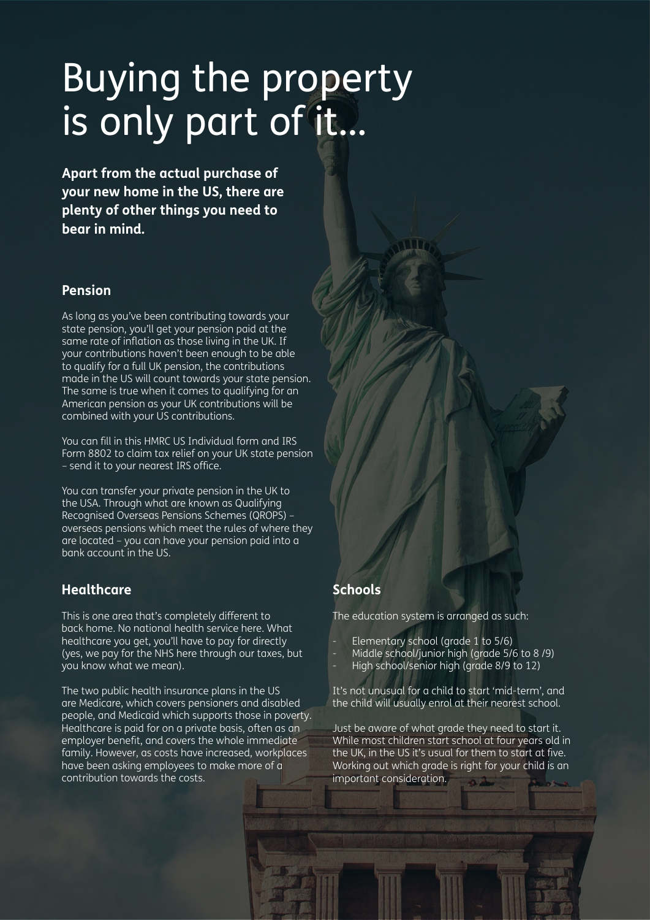# Buying the property is only part of it...

**Apart from the actual purchase of your new home in the US, there are plenty of other things you need to bear in mind.**

## Pension

As long as you've been contributing towards your state pension, you'll get your pension paid at the same rate of inflation as those living in the UK. If your contributions haven't been enough to be able to qualify for a full UK pension, the contributions made in the US will count towards your state pension. The same is true when it comes to qualifying for an American pension as your UK contributions will be combined with your US contributions.

You can fill in this HMRC US Individual form and IRS Form 8802 to claim tax relief on your UK state pension – send it to your nearest IRS office.

You can transfer your private pension in the UK to the USA. Through what are known as Qualifying Recognised Overseas Pensions Schemes (QROPS) – overseas pensions which meet the rules of where they are located – you can have your pension paid into a bank account in the US.

## Healthcare

This is one area that's completely different to back home. No national health service here. What healthcare you get, you'll have to pay for directly (yes, we pay for the NHS here through our taxes, but you know what we mean).

The two public health insurance plans in the US are Medicare, which covers pensioners and disabled people, and Medicaid which supports those in poverty. Healthcare is paid for on a private basis, often as an employer benefit, and covers the whole immediate family. However, as costs have increased, workplaces have been asking employees to make more of a contribution towards the costs.

## Schools

The education system is arranged as such:

- Elementary school (grade 1 to 5/6)
- Middle school/junior high (grade 5/6 to 8 /9)
- High school/senior high (grade 8/9 to 12)

It's not unusual for a child to start 'mid-term', and the child will usually enrol at their nearest school.

Just be aware of what grade they need to start it. While most children start school at four years old in the UK, in the US it's usual for them to start at five. Working out which grade is right for your child is an important consideration.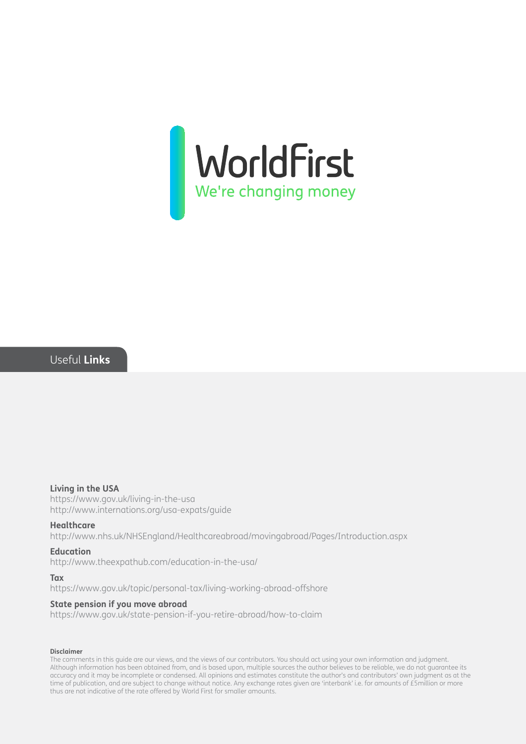WorldFirst

We're changing money

## Useful **Links**

**Living in the USA**
https://www.gov.uk/living-in-the-usa
http://www.internations.org/usa-expats/guide

**Healthcare**
http://www.nhs.uk/NHSEngland/Healthcareabroad/movingabroad/Pages/Introduction.aspx

**Education**
http://www.theexpathub.com/education-in-the-usa/

**Tax**
https://www.gov.uk/topic/personal-tax/living-working-abroad-offshore

**State pension if you move abroad**
https://www.gov.uk/state-pension-if-you-retire-abroad/how-to-claim

**Disclaimer**

The comments in this guide are our views, and the views of our contributors. You should act using your own information and judgment. Although information has been obtained from, and is based upon, multiple sources the author believes to be reliable, we do not guarantee its accuracy and it may be incomplete or condensed. All opinions and estimates constitute the author's and contributors' own judgment as at the time of publication, and are subject to change without notice. Any exchange rates given are 'interbank' i.e. for amounts of £5million or more thus are not indicative of the rate offered by World First for smaller amounts.